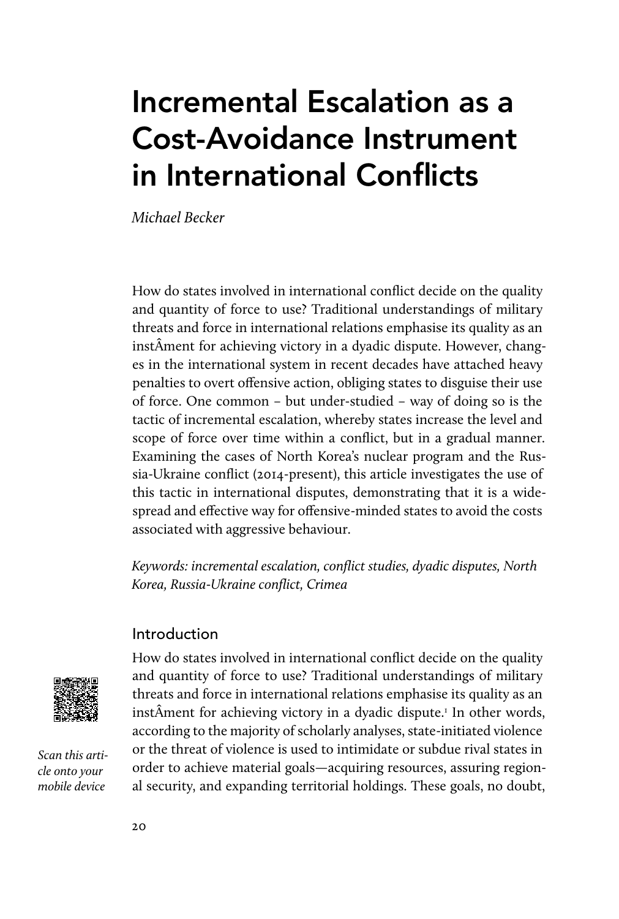# Incremental Escalation as a Cost-Avoidance Instrument in International Conflicts

*Michael Becker*

How do states involved in international conflict decide on the quality and quantity of force to use? Traditional understandings of military threats and force in international relations emphasise its quality as an instÂment for achieving victory in a dyadic dispute. However, changes in the international system in recent decades have attached heavy penalties to overt offensive action, obliging states to disguise their use of force. One common – but under-studied – way of doing so is the tactic of incremental escalation, whereby states increase the level and scope of force over time within a conflict, but in a gradual manner. Examining the cases of North Korea's nuclear program and the Russia-Ukraine conflict (2014-present), this article investigates the use of this tactic in international disputes, demonstrating that it is a widespread and effective way for offensive-minded states to avoid the costs associated with aggressive behaviour.

*Keywords: incremental escalation, conflict studies, dyadic disputes, North Korea, Russia-Ukraine conflict, Crimea*

## Introduction

*Scan this article onto your mobile device*

How do states involved in international conflict decide on the quality and quantity of force to use? Traditional understandings of military threats and force in international relations emphasise its quality as an instÂment for achieving victory in a dyadic dispute.[1] In other words, according to the majority of scholarly analyses, state-initiated violence or the threat of violence is used to intimidate or subdue rival states in order to achieve material goals—acquiring resources, assuring regional security, and expanding territorial holdings. These goals, no doubt,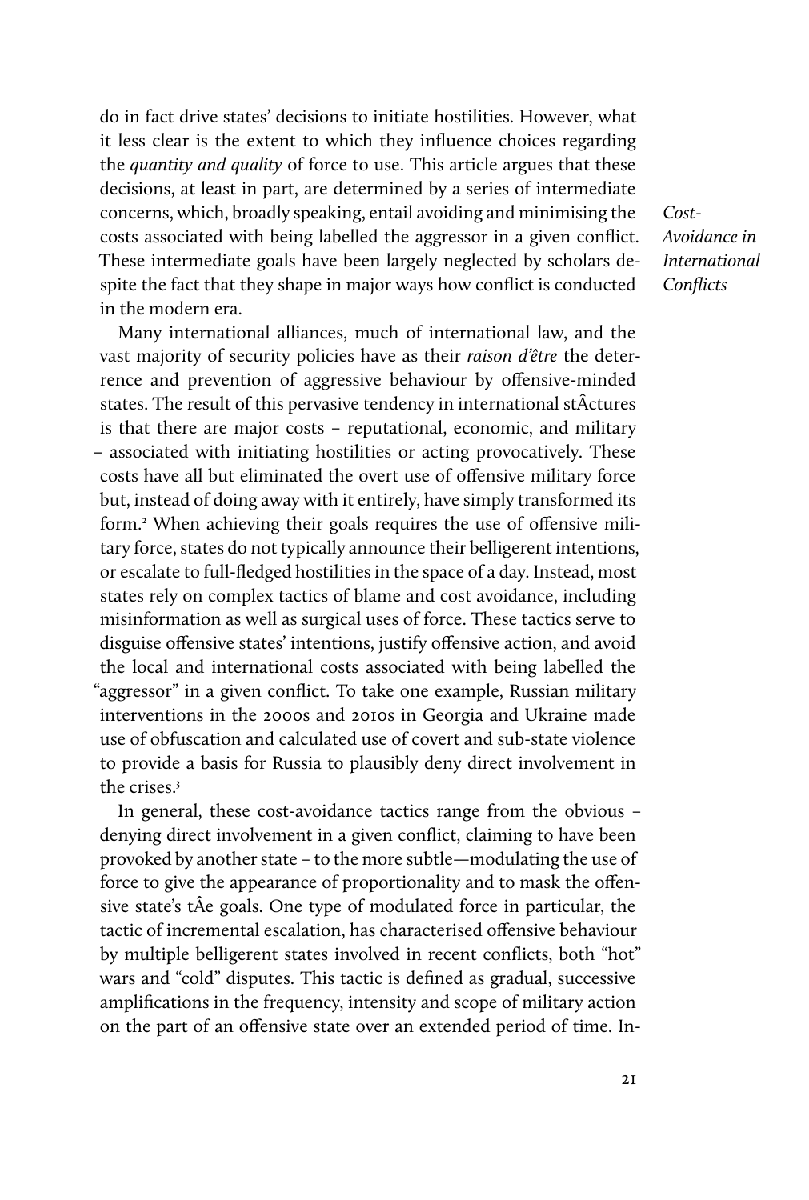do in fact drive states' decisions to initiate hostilities. However, what it less clear is the extent to which they influence choices regarding the *quantity and quality* of force to use. This article argues that these decisions, at least in part, are determined by a series of intermediate concerns, which, broadly speaking, entail avoiding and minimising the costs associated with being labelled the aggressor in a given conflict. These intermediate goals have been largely neglected by scholars despite the fact that they shape in major ways how conflict is conducted in the modern era.

*Cost-Avoidance in International Conflicts*

Many international alliances, much of international law, and the vast majority of security policies have as their *raison d'être* the deterrence and prevention of aggressive behaviour by offensive-minded states. The result of this pervasive tendency in international stÂctures is that there are major costs – reputational, economic, and military – associated with initiating hostilities or acting provocatively. These costs have all but eliminated the overt use of offensive military force but, instead of doing away with it entirely, have simply transformed its form.[2] When achieving their goals requires the use of offensive military force, states do not typically announce their belligerent intentions, or escalate to full-fledged hostilities in the space of a day. Instead, most states rely on complex tactics of blame and cost avoidance, including misinformation as well as surgical uses of force. These tactics serve to disguise offensive states' intentions, justify offensive action, and avoid the local and international costs associated with being labelled the "aggressor" in a given conflict. To take one example, Russian military interventions in the 2000s and 2010s in Georgia and Ukraine made use of obfuscation and calculated use of covert and sub-state violence to provide a basis for Russia to plausibly deny direct involvement in the crises.[3]

In general, these cost-avoidance tactics range from the obvious – denying direct involvement in a given conflict, claiming to have been provoked by another state – to the more subtle—modulating the use of force to give the appearance of proportionality and to mask the offensive state's tÂe goals. One type of modulated force in particular, the tactic of incremental escalation, has characterised offensive behaviour by multiple belligerent states involved in recent conflicts, both "hot" wars and "cold" disputes. This tactic is defined as gradual, successive amplifications in the frequency, intensity and scope of military action on the part of an offensive state over an extended period of time. In-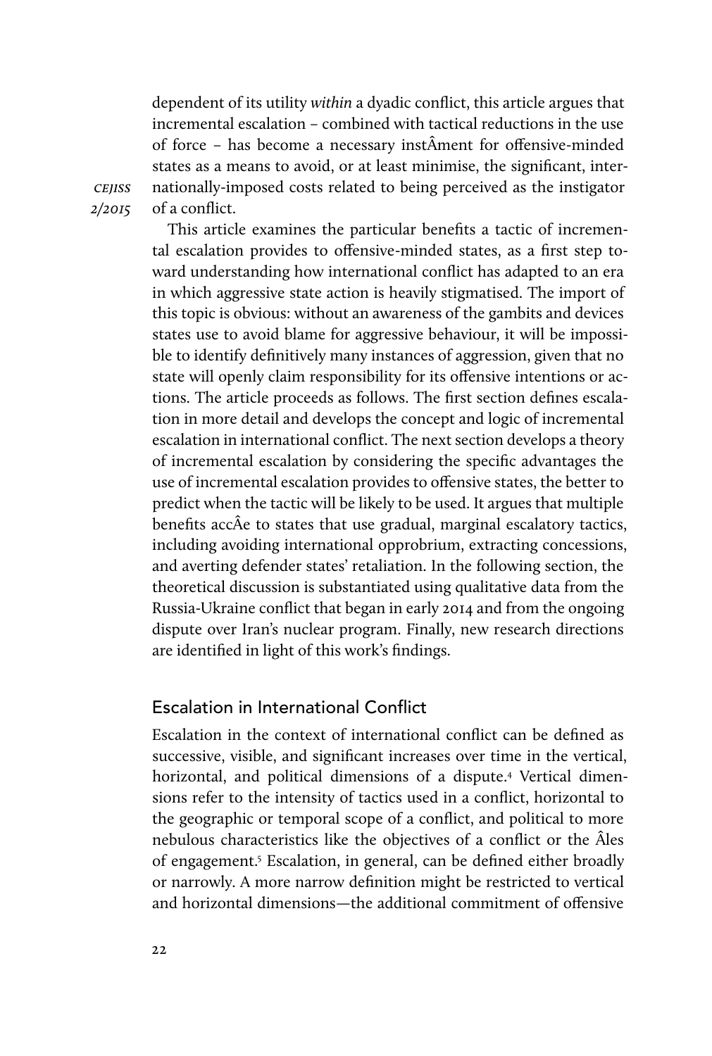dependent of its utility *within* a dyadic conflict, this article argues that incremental escalation – combined with tactical reductions in the use of force – has become a necessary instÂment for offensive-minded states as a means to avoid, or at least minimise, the significant, internationally-imposed costs related to being perceived as the instigator of a conflict.

This article examines the particular benefits a tactic of incremental escalation provides to offensive-minded states, as a first step toward understanding how international conflict has adapted to an era in which aggressive state action is heavily stigmatised. The import of this topic is obvious: without an awareness of the gambits and devices states use to avoid blame for aggressive behaviour, it will be impossible to identify definitively many instances of aggression, given that no state will openly claim responsibility for its offensive intentions or actions. The article proceeds as follows. The first section defines escalation in more detail and develops the concept and logic of incremental escalation in international conflict. The next section develops a theory of incremental escalation by considering the specific advantages the use of incremental escalation provides to offensive states, the better to predict when the tactic will be likely to be used. It argues that multiple benefits accÂe to states that use gradual, marginal escalatory tactics, including avoiding international opprobrium, extracting concessions, and averting defender states' retaliation. In the following section, the theoretical discussion is substantiated using qualitative data from the Russia-Ukraine conflict that began in early 2014 and from the ongoing dispute over Iran's nuclear program. Finally, new research directions are identified in light of this work's findings.

## Escalation in International Conflict

Escalation in the context of international conflict can be defined as successive, visible, and significant increases over time in the vertical, horizontal, and political dimensions of a dispute.[4] Vertical dimensions refer to the intensity of tactics used in a conflict, horizontal to the geographic or temporal scope of a conflict, and political to more nebulous characteristics like the objectives of a conflict or the Âles of engagement.[5] Escalation, in general, can be defined either broadly or narrowly. A more narrow definition might be restricted to vertical and horizontal dimensions—the additional commitment of offensive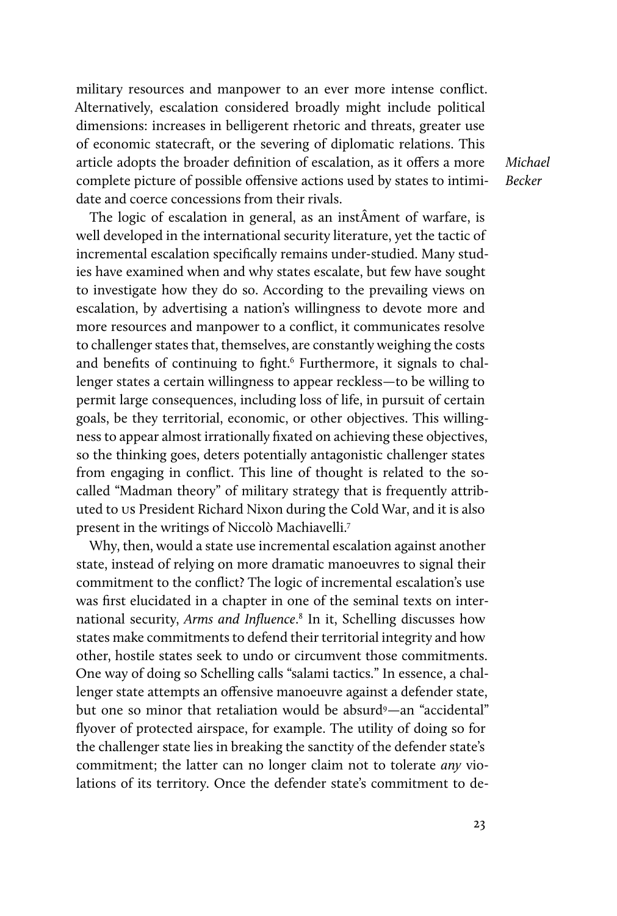military resources and manpower to an ever more intense conflict. Alternatively, escalation considered broadly might include political dimensions: increases in belligerent rhetoric and threats, greater use of economic statecraft, or the severing of diplomatic relations. This article adopts the broader definition of escalation, as it offers a more complete picture of possible offensive actions used by states to intimidate and coerce concessions from their rivals.

The logic of escalation in general, as an instÂment of warfare, is well developed in the international security literature, yet the tactic of incremental escalation specifically remains under-studied. Many studies have examined when and why states escalate, but few have sought to investigate how they do so. According to the prevailing views on escalation, by advertising a nation's willingness to devote more and more resources and manpower to a conflict, it communicates resolve to challenger states that, themselves, are constantly weighing the costs and benefits of continuing to fight.[6] Furthermore, it signals to challenger states a certain willingness to appear reckless—to be willing to permit large consequences, including loss of life, in pursuit of certain goals, be they territorial, economic, or other objectives. This willingness to appear almost irrationally fixated on achieving these objectives, so the thinking goes, deters potentially antagonistic challenger states from engaging in conflict. This line of thought is related to the so-called "Madman theory" of military strategy that is frequently attributed to US President Richard Nixon during the Cold War, and it is also present in the writings of Niccolò Machiavelli.[7]

Why, then, would a state use incremental escalation against another state, instead of relying on more dramatic manoeuvres to signal their commitment to the conflict? The logic of incremental escalation's use was first elucidated in a chapter in one of the seminal texts on international security, *Arms and Influence*.[8] In it, Schelling discusses how states make commitments to defend their territorial integrity and how other, hostile states seek to undo or circumvent those commitments. One way of doing so Schelling calls "salami tactics." In essence, a challenger state attempts an offensive manoeuvre against a defender state, but one so minor that retaliation would be absurd[9]—an "accidental" flyover of protected airspace, for example. The utility of doing so for the challenger state lies in breaking the sanctity of the defender state's commitment; the latter can no longer claim not to tolerate *any* violations of its territory. Once the defender state's commitment to de-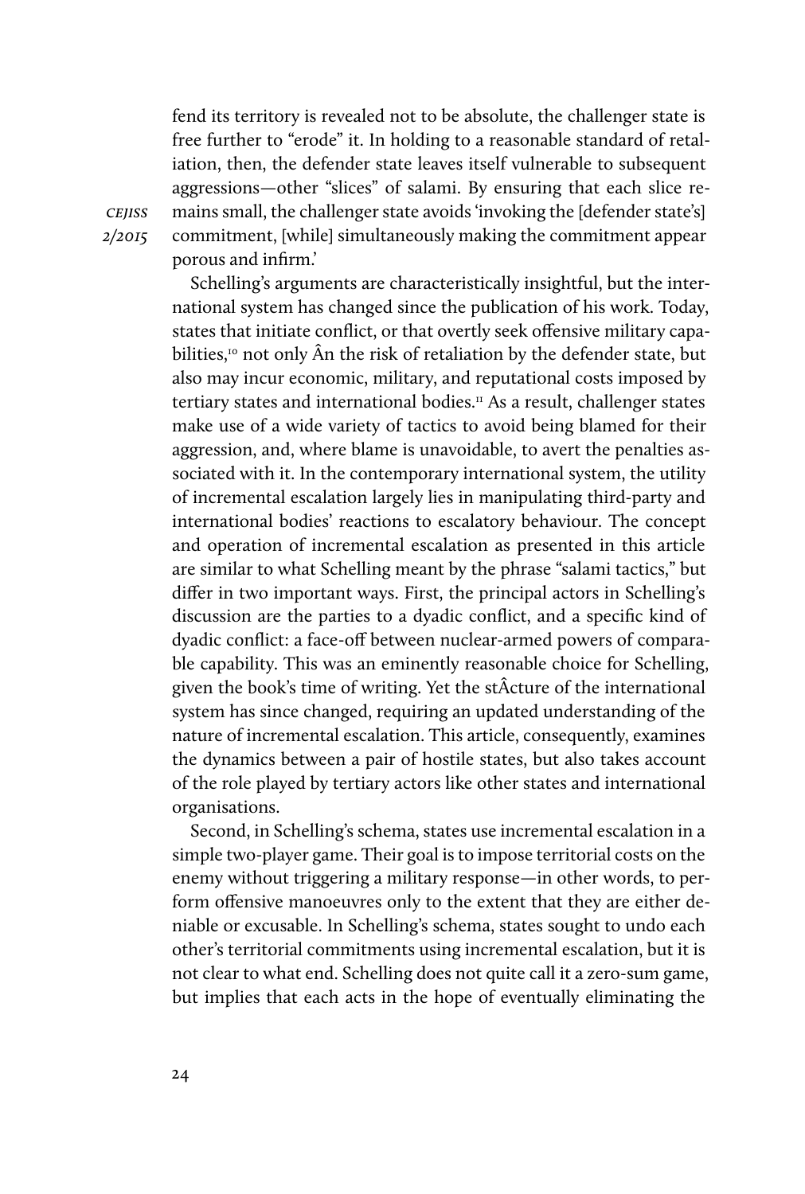fend its territory is revealed not to be absolute, the challenger state is free further to "erode" it. In holding to a reasonable standard of retaliation, then, the defender state leaves itself vulnerable to subsequent aggressions—other "slices" of salami. By ensuring that each slice remains small, the challenger state avoids 'invoking the [defender state's] commitment, [while] simultaneously making the commitment appear porous and infirm.'

Schelling's arguments are characteristically insightful, but the international system has changed since the publication of his work. Today, states that initiate conflict, or that overtly seek offensive military capabilities,[10] not only Ân the risk of retaliation by the defender state, but also may incur economic, military, and reputational costs imposed by tertiary states and international bodies.[11] As a result, challenger states make use of a wide variety of tactics to avoid being blamed for their aggression, and, where blame is unavoidable, to avert the penalties associated with it. In the contemporary international system, the utility of incremental escalation largely lies in manipulating third-party and international bodies' reactions to escalatory behaviour. The concept and operation of incremental escalation as presented in this article are similar to what Schelling meant by the phrase "salami tactics," but differ in two important ways. First, the principal actors in Schelling's discussion are the parties to a dyadic conflict, and a specific kind of dyadic conflict: a face-off between nuclear-armed powers of comparable capability. This was an eminently reasonable choice for Schelling, given the book's time of writing. Yet the stÂcture of the international system has since changed, requiring an updated understanding of the nature of incremental escalation. This article, consequently, examines the dynamics between a pair of hostile states, but also takes account of the role played by tertiary actors like other states and international organisations.

Second, in Schelling's schema, states use incremental escalation in a simple two-player game. Their goal is to impose territorial costs on the enemy without triggering a military response—in other words, to perform offensive manoeuvres only to the extent that they are either deniable or excusable. In Schelling's schema, states sought to undo each other's territorial commitments using incremental escalation, but it is not clear to what end. Schelling does not quite call it a zero-sum game, but implies that each acts in the hope of eventually eliminating the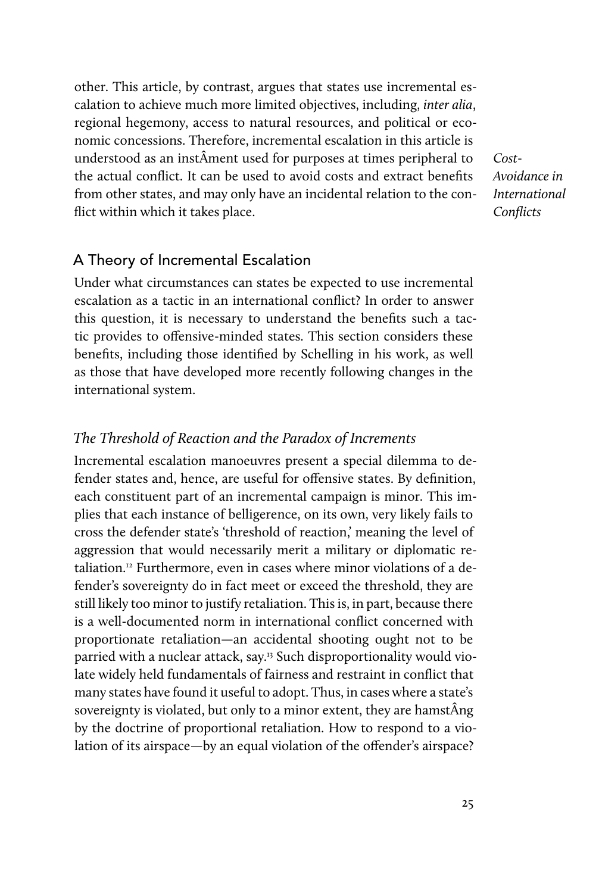other. This article, by contrast, argues that states use incremental escalation to achieve much more limited objectives, including, *inter alia*, regional hegemony, access to natural resources, and political or economic concessions. Therefore, incremental escalation in this article is understood as an instÂment used for purposes at times peripheral to the actual conflict. It can be used to avoid costs and extract benefits from other states, and may only have an incidental relation to the conflict within which it takes place.

*Cost-Avoidance in International Conflicts*

## A Theory of Incremental Escalation

Under what circumstances can states be expected to use incremental escalation as a tactic in an international conflict? In order to answer this question, it is necessary to understand the benefits such a tactic provides to offensive-minded states. This section considers these benefits, including those identified by Schelling in his work, as well as those that have developed more recently following changes in the international system.

### *The Threshold of Reaction and the Paradox of Increments*

Incremental escalation manoeuvres present a special dilemma to defender states and, hence, are useful for offensive states. By definition, each constituent part of an incremental campaign is minor. This implies that each instance of belligerence, on its own, very likely fails to cross the defender state's 'threshold of reaction,' meaning the level of aggression that would necessarily merit a military or diplomatic retaliation.[12] Furthermore, even in cases where minor violations of a defender's sovereignty do in fact meet or exceed the threshold, they are still likely too minor to justify retaliation. This is, in part, because there is a well-documented norm in international conflict concerned with proportionate retaliation—an accidental shooting ought not to be parried with a nuclear attack, say.[13] Such disproportionality would violate widely held fundamentals of fairness and restraint in conflict that many states have found it useful to adopt. Thus, in cases where a state's sovereignty is violated, but only to a minor extent, they are hamstÂng by the doctrine of proportional retaliation. How to respond to a violation of its airspace—by an equal violation of the offender's airspace?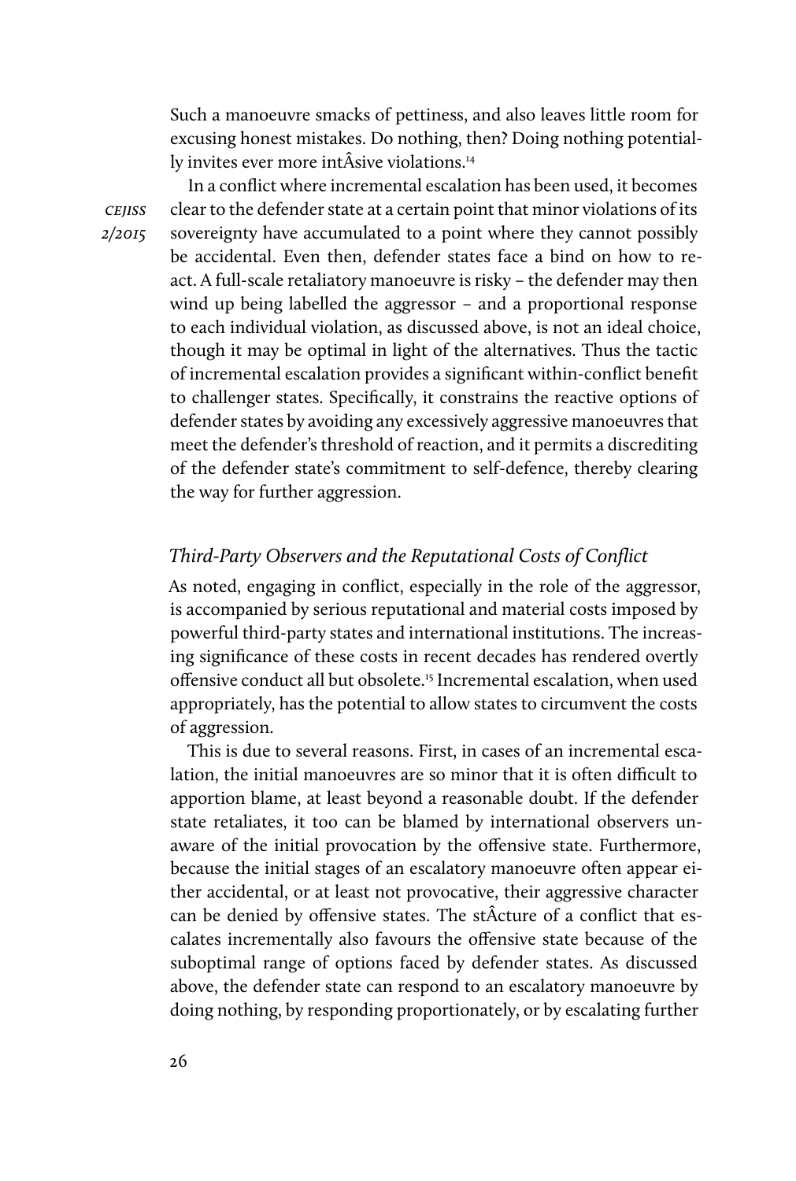Such a manoeuvre smacks of pettiness, and also leaves little room for excusing honest mistakes. Do nothing, then? Doing nothing potentially invites ever more intÂsive violations.[14]

In a conflict where incremental escalation has been used, it becomes clear to the defender state at a certain point that minor violations of its sovereignty have accumulated to a point where they cannot possibly be accidental. Even then, defender states face a bind on how to react. A full-scale retaliatory manoeuvre is risky – the defender may then wind up being labelled the aggressor – and a proportional response to each individual violation, as discussed above, is not an ideal choice, though it may be optimal in light of the alternatives. Thus the tactic of incremental escalation provides a significant within-conflict benefit to challenger states. Specifically, it constrains the reactive options of defender states by avoiding any excessively aggressive manoeuvres that meet the defender's threshold of reaction, and it permits a discrediting of the defender state's commitment to self-defence, thereby clearing the way for further aggression.

### *Third-Party Observers and the Reputational Costs of Conflict*

As noted, engaging in conflict, especially in the role of the aggressor, is accompanied by serious reputational and material costs imposed by powerful third-party states and international institutions. The increasing significance of these costs in recent decades has rendered overtly offensive conduct all but obsolete.[15] Incremental escalation, when used appropriately, has the potential to allow states to circumvent the costs of aggression.

This is due to several reasons. First, in cases of an incremental escalation, the initial manoeuvres are so minor that it is often difficult to apportion blame, at least beyond a reasonable doubt. If the defender state retaliates, it too can be blamed by international observers unaware of the initial provocation by the offensive state. Furthermore, because the initial stages of an escalatory manoeuvre often appear either accidental, or at least not provocative, their aggressive character can be denied by offensive states. The stÂcture of a conflict that escalates incrementally also favours the offensive state because of the suboptimal range of options faced by defender states. As discussed above, the defender state can respond to an escalatory manoeuvre by doing nothing, by responding proportionately, or by escalating further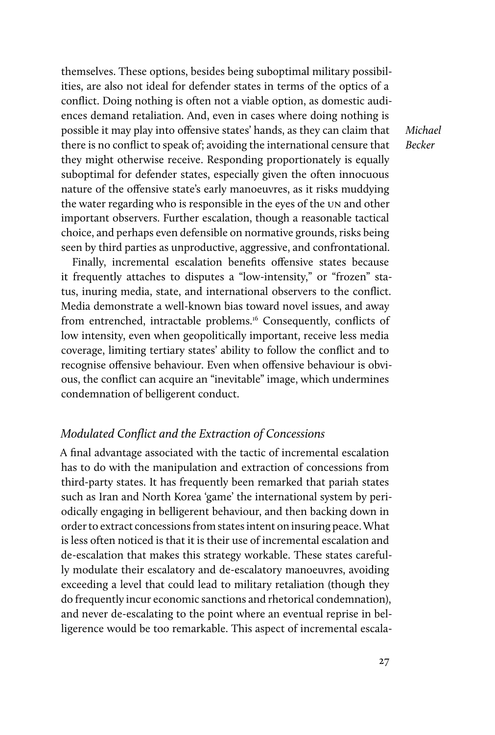themselves. These options, besides being suboptimal military possibilities, are also not ideal for defender states in terms of the optics of a conflict. Doing nothing is often not a viable option, as domestic audiences demand retaliation. And, even in cases where doing nothing is possible it may play into offensive states' hands, as they can claim that there is no conflict to speak of; avoiding the international censure that they might otherwise receive. Responding proportionately is equally suboptimal for defender states, especially given the often innocuous nature of the offensive state's early manoeuvres, as it risks muddying the water regarding who is responsible in the eyes of the UN and other important observers. Further escalation, though a reasonable tactical choice, and perhaps even defensible on normative grounds, risks being seen by third parties as unproductive, aggressive, and confrontational.

Finally, incremental escalation benefits offensive states because it frequently attaches to disputes a "low-intensity," or "frozen" status, inuring media, state, and international observers to the conflict. Media demonstrate a well-known bias toward novel issues, and away from entrenched, intractable problems.[16] Consequently, conflicts of low intensity, even when geopolitically important, receive less media coverage, limiting tertiary states' ability to follow the conflict and to recognise offensive behaviour. Even when offensive behaviour is obvious, the conflict can acquire an "inevitable" image, which undermines condemnation of belligerent conduct.

### *Modulated Conflict and the Extraction of Concessions*

A final advantage associated with the tactic of incremental escalation has to do with the manipulation and extraction of concessions from third-party states. It has frequently been remarked that pariah states such as Iran and North Korea 'game' the international system by periodically engaging in belligerent behaviour, and then backing down in order to extract concessions from states intent on insuring peace. What is less often noticed is that it is their use of incremental escalation and de-escalation that makes this strategy workable. These states carefully modulate their escalatory and de-escalatory manoeuvres, avoiding exceeding a level that could lead to military retaliation (though they do frequently incur economic sanctions and rhetorical condemnation), and never de-escalating to the point where an eventual reprise in belligerence would be too remarkable. This aspect of incremental escala-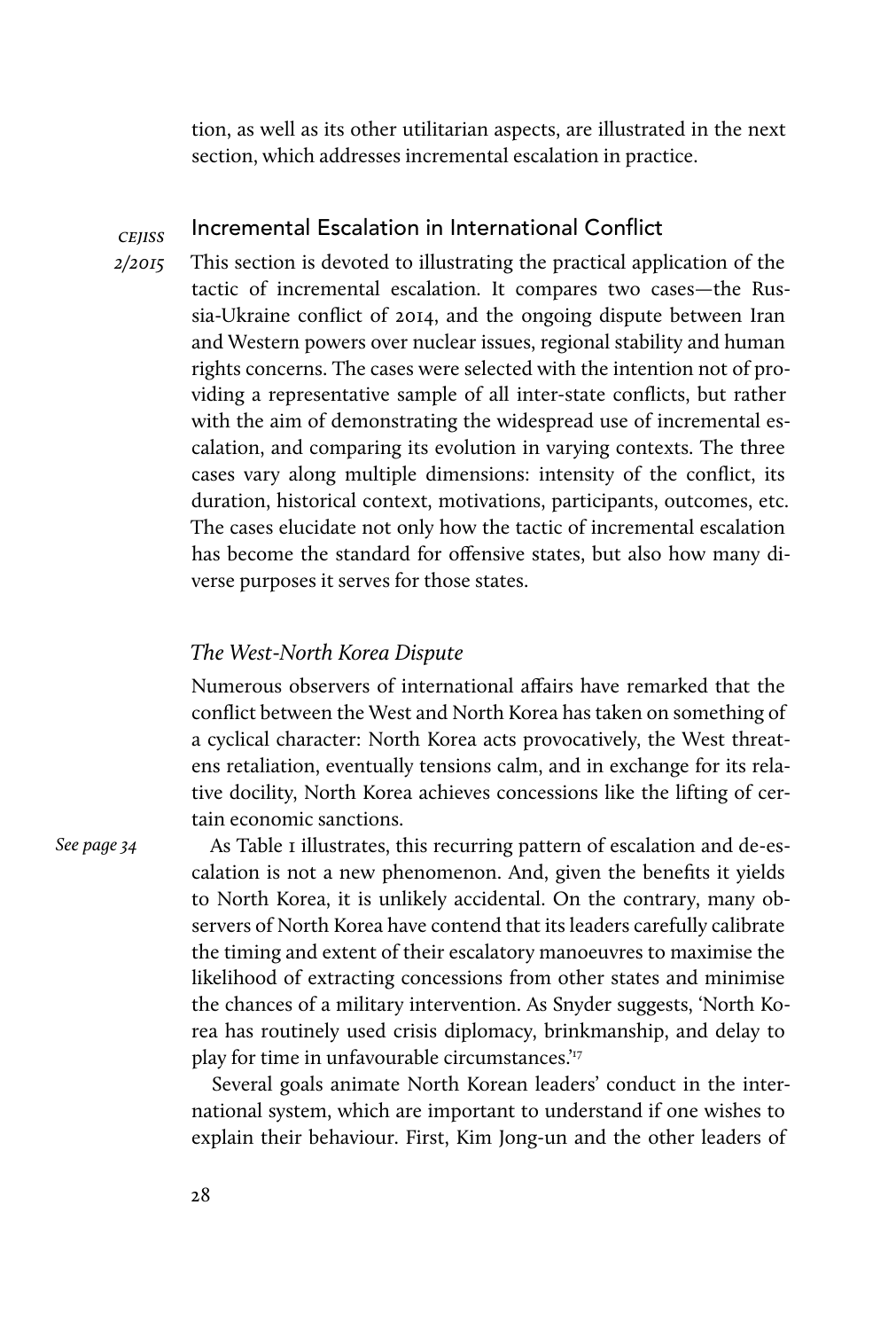tion, as well as its other utilitarian aspects, are illustrated in the next section, which addresses incremental escalation in practice.

## Incremental Escalation in International Conflict

This section is devoted to illustrating the practical application of the tactic of incremental escalation. It compares two cases—the Russia-Ukraine conflict of 2014, and the ongoing dispute between Iran and Western powers over nuclear issues, regional stability and human rights concerns. The cases were selected with the intention not of providing a representative sample of all inter-state conflicts, but rather with the aim of demonstrating the widespread use of incremental escalation, and comparing its evolution in varying contexts. The three cases vary along multiple dimensions: intensity of the conflict, its duration, historical context, motivations, participants, outcomes, etc. The cases elucidate not only how the tactic of incremental escalation has become the standard for offensive states, but also how many diverse purposes it serves for those states.

### *The West-North Korea Dispute*

Numerous observers of international affairs have remarked that the conflict between the West and North Korea has taken on something of a cyclical character: North Korea acts provocatively, the West threatens retaliation, eventually tensions calm, and in exchange for its relative docility, North Korea achieves concessions like the lifting of certain economic sanctions.

*See page 34*

As Table 1 illustrates, this recurring pattern of escalation and de-escalation is not a new phenomenon. And, given the benefits it yields to North Korea, it is unlikely accidental. On the contrary, many observers of North Korea have contend that its leaders carefully calibrate the timing and extent of their escalatory manoeuvres to maximise the likelihood of extracting concessions from other states and minimise the chances of a military intervention. As Snyder suggests, 'North Korea has routinely used crisis diplomacy, brinkmanship, and delay to play for time in unfavourable circumstances.'[17]

Several goals animate North Korean leaders' conduct in the international system, which are important to understand if one wishes to explain their behaviour. First, Kim Jong-un and the other leaders of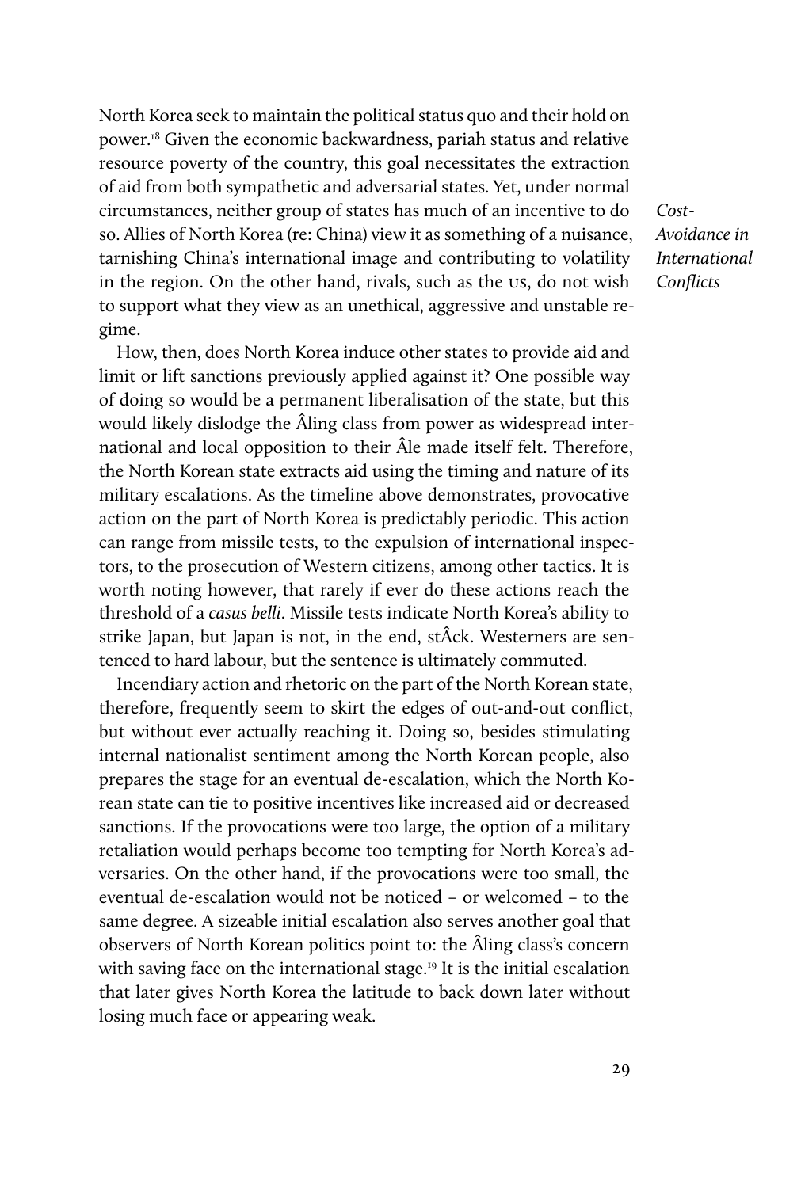North Korea seek to maintain the political status quo and their hold on power.[18] Given the economic backwardness, pariah status and relative resource poverty of the country, this goal necessitates the extraction of aid from both sympathetic and adversarial states. Yet, under normal circumstances, neither group of states has much of an incentive to do so. Allies of North Korea (re: China) view it as something of a nuisance, tarnishing China's international image and contributing to volatility in the region. On the other hand, rivals, such as the US, do not wish to support what they view as an unethical, aggressive and unstable regime.

How, then, does North Korea induce other states to provide aid and limit or lift sanctions previously applied against it? One possible way of doing so would be a permanent liberalisation of the state, but this would likely dislodge the Âling class from power as widespread international and local opposition to their Âle made itself felt. Therefore, the North Korean state extracts aid using the timing and nature of its military escalations. As the timeline above demonstrates, provocative action on the part of North Korea is predictably periodic. This action can range from missile tests, to the expulsion of international inspectors, to the prosecution of Western citizens, among other tactics. It is worth noting however, that rarely if ever do these actions reach the threshold of a *casus belli*. Missile tests indicate North Korea's ability to strike Japan, but Japan is not, in the end, stÂck. Westerners are sentenced to hard labour, but the sentence is ultimately commuted.

Incendiary action and rhetoric on the part of the North Korean state, therefore, frequently seem to skirt the edges of out-and-out conflict, but without ever actually reaching it. Doing so, besides stimulating internal nationalist sentiment among the North Korean people, also prepares the stage for an eventual de-escalation, which the North Korean state can tie to positive incentives like increased aid or decreased sanctions. If the provocations were too large, the option of a military retaliation would perhaps become too tempting for North Korea's adversaries. On the other hand, if the provocations were too small, the eventual de-escalation would not be noticed – or welcomed – to the same degree. A sizeable initial escalation also serves another goal that observers of North Korean politics point to: the Âling class's concern with saving face on the international stage.[19] It is the initial escalation that later gives North Korea the latitude to back down later without losing much face or appearing weak.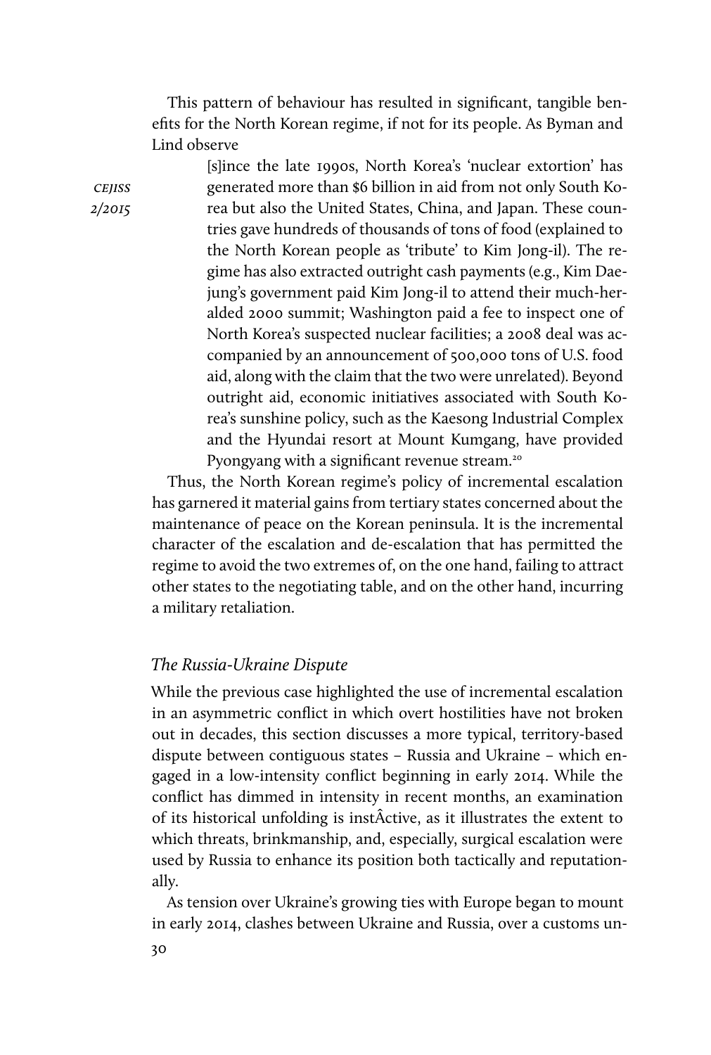This pattern of behaviour has resulted in significant, tangible benefits for the North Korean regime, if not for its people. As Byman and Lind observe

> [s]ince the late 1990s, North Korea's 'nuclear extortion' has generated more than $6 billion in aid from not only South Korea but also the United States, China, and Japan. These countries gave hundreds of thousands of tons of food (explained to the North Korean people as 'tribute' to Kim Jong-il). The regime has also extracted outright cash payments (e.g., Kim Dae-jung's government paid Kim Jong-il to attend their much-heralded 2000 summit; Washington paid a fee to inspect one of North Korea's suspected nuclear facilities; a 2008 deal was accompanied by an announcement of 500,000 tons of U.S. food aid, along with the claim that the two were unrelated). Beyond outright aid, economic initiatives associated with South Korea's sunshine policy, such as the Kaesong Industrial Complex and the Hyundai resort at Mount Kumgang, have provided Pyongyang with a significant revenue stream.[20]

Thus, the North Korean regime's policy of incremental escalation has garnered it material gains from tertiary states concerned about the maintenance of peace on the Korean peninsula. It is the incremental character of the escalation and de-escalation that has permitted the regime to avoid the two extremes of, on the one hand, failing to attract other states to the negotiating table, and on the other hand, incurring a military retaliation.

### *The Russia-Ukraine Dispute*

While the previous case highlighted the use of incremental escalation in an asymmetric conflict in which overt hostilities have not broken out in decades, this section discusses a more typical, territory-based dispute between contiguous states – Russia and Ukraine – which engaged in a low-intensity conflict beginning in early 2014. While the conflict has dimmed in intensity in recent months, an examination of its historical unfolding is instÂctive, as it illustrates the extent to which threats, brinkmanship, and, especially, surgical escalation were used by Russia to enhance its position both tactically and reputationally.

As tension over Ukraine's growing ties with Europe began to mount in early 2014, clashes between Ukraine and Russia, over a customs un-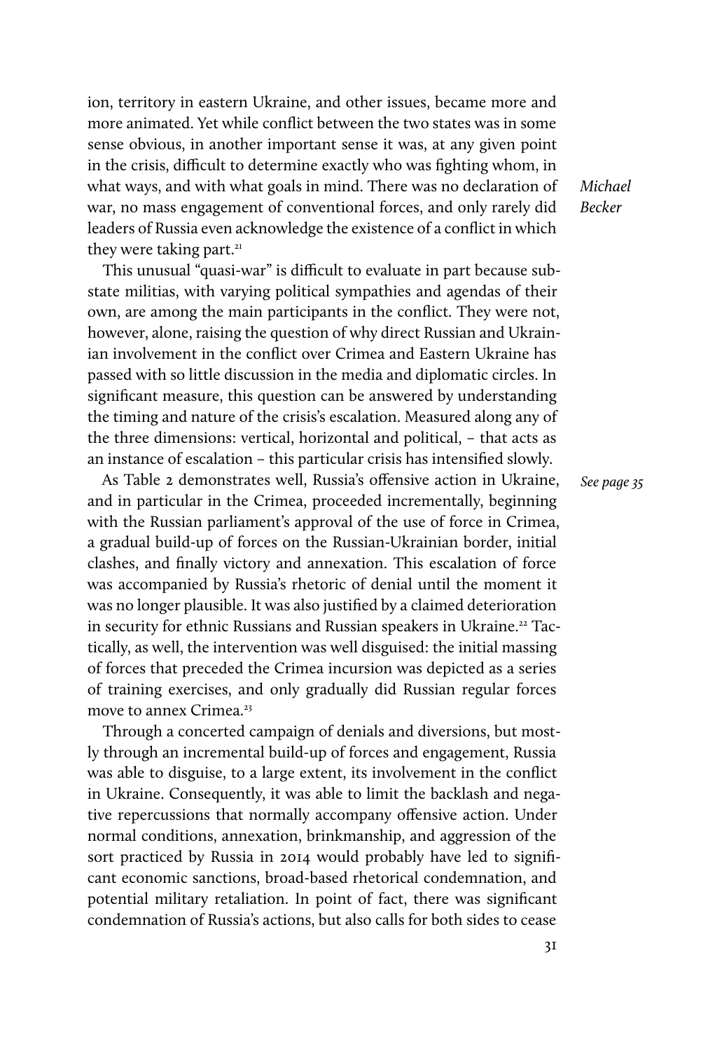ion, territory in eastern Ukraine, and other issues, became more and more animated. Yet while conflict between the two states was in some sense obvious, in another important sense it was, at any given point in the crisis, difficult to determine exactly who was fighting whom, in what ways, and with what goals in mind. There was no declaration of war, no mass engagement of conventional forces, and only rarely did leaders of Russia even acknowledge the existence of a conflict in which they were taking part.[21]

This unusual "quasi-war" is difficult to evaluate in part because sub-state militias, with varying political sympathies and agendas of their own, are among the main participants in the conflict. They were not, however, alone, raising the question of why direct Russian and Ukrainian involvement in the conflict over Crimea and Eastern Ukraine has passed with so little discussion in the media and diplomatic circles. In significant measure, this question can be answered by understanding the timing and nature of the crisis's escalation. Measured along any of the three dimensions: vertical, horizontal and political, – that acts as an instance of escalation – this particular crisis has intensified slowly.

As Table 2 demonstrates well, Russia's offensive action in Ukraine, and in particular in the Crimea, proceeded incrementally, beginning with the Russian parliament's approval of the use of force in Crimea, a gradual build-up of forces on the Russian-Ukrainian border, initial clashes, and finally victory and annexation. This escalation of force was accompanied by Russia's rhetoric of denial until the moment it was no longer plausible. It was also justified by a claimed deterioration in security for ethnic Russians and Russian speakers in Ukraine.[22] Tactically, as well, the intervention was well disguised: the initial massing of forces that preceded the Crimea incursion was depicted as a series of training exercises, and only gradually did Russian regular forces move to annex Crimea.[23]

*See page 35*

Through a concerted campaign of denials and diversions, but mostly through an incremental build-up of forces and engagement, Russia was able to disguise, to a large extent, its involvement in the conflict in Ukraine. Consequently, it was able to limit the backlash and negative repercussions that normally accompany offensive action. Under normal conditions, annexation, brinkmanship, and aggression of the sort practiced by Russia in 2014 would probably have led to significant economic sanctions, broad-based rhetorical condemnation, and potential military retaliation. In point of fact, there was significant condemnation of Russia's actions, but also calls for both sides to cease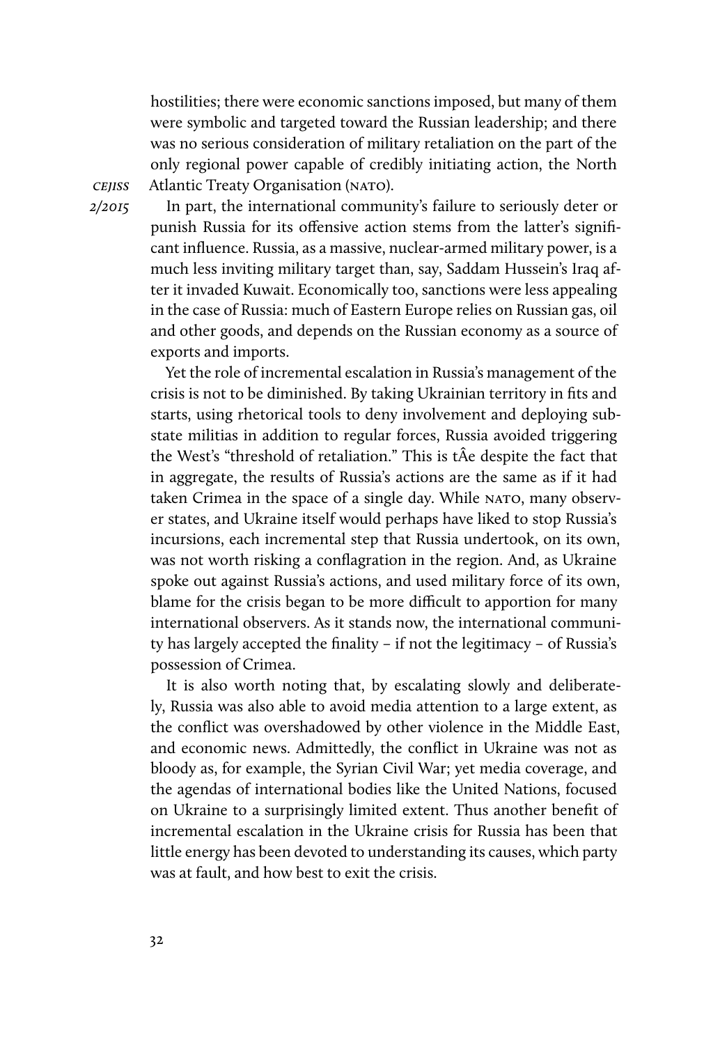hostilities; there were economic sanctions imposed, but many of them were symbolic and targeted toward the Russian leadership; and there was no serious consideration of military retaliation on the part of the only regional power capable of credibly initiating action, the North Atlantic Treaty Organisation (NATO).

In part, the international community's failure to seriously deter or punish Russia for its offensive action stems from the latter's significant influence. Russia, as a massive, nuclear-armed military power, is a much less inviting military target than, say, Saddam Hussein's Iraq after it invaded Kuwait. Economically too, sanctions were less appealing in the case of Russia: much of Eastern Europe relies on Russian gas, oil and other goods, and depends on the Russian economy as a source of exports and imports.

Yet the role of incremental escalation in Russia's management of the crisis is not to be diminished. By taking Ukrainian territory in fits and starts, using rhetorical tools to deny involvement and deploying sub-state militias in addition to regular forces, Russia avoided triggering the West's "threshold of retaliation." This is tÂe despite the fact that in aggregate, the results of Russia's actions are the same as if it had taken Crimea in the space of a single day. While NATO, many observer states, and Ukraine itself would perhaps have liked to stop Russia's incursions, each incremental step that Russia undertook, on its own, was not worth risking a conflagration in the region. And, as Ukraine spoke out against Russia's actions, and used military force of its own, blame for the crisis began to be more difficult to apportion for many international observers. As it stands now, the international community has largely accepted the finality – if not the legitimacy – of Russia's possession of Crimea.

It is also worth noting that, by escalating slowly and deliberately, Russia was also able to avoid media attention to a large extent, as the conflict was overshadowed by other violence in the Middle East, and economic news. Admittedly, the conflict in Ukraine was not as bloody as, for example, the Syrian Civil War; yet media coverage, and the agendas of international bodies like the United Nations, focused on Ukraine to a surprisingly limited extent. Thus another benefit of incremental escalation in the Ukraine crisis for Russia has been that little energy has been devoted to understanding its causes, which party was at fault, and how best to exit the crisis.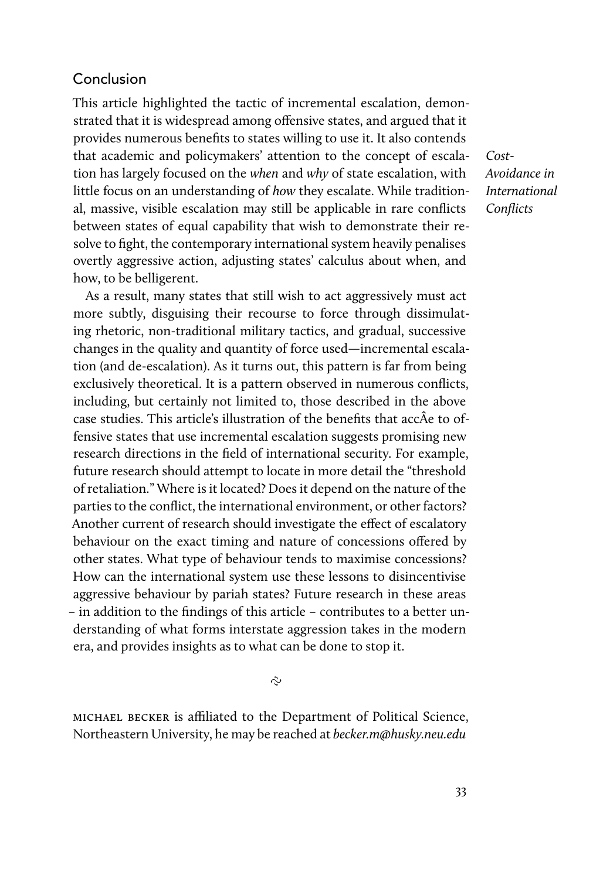## Conclusion

This article highlighted the tactic of incremental escalation, demonstrated that it is widespread among offensive states, and argued that it provides numerous benefits to states willing to use it. It also contends that academic and policymakers' attention to the concept of escalation has largely focused on the *when* and *why* of state escalation, with little focus on an understanding of *how* they escalate. While traditional, massive, visible escalation may still be applicable in rare conflicts between states of equal capability that wish to demonstrate their resolve to fight, the contemporary international system heavily penalises overtly aggressive action, adjusting states' calculus about when, and how, to be belligerent.

*Cost-Avoidance in International Conflicts*

As a result, many states that still wish to act aggressively must act more subtly, disguising their recourse to force through dissimulating rhetoric, non-traditional military tactics, and gradual, successive changes in the quality and quantity of force used—incremental escalation (and de-escalation). As it turns out, this pattern is far from being exclusively theoretical. It is a pattern observed in numerous conflicts, including, but certainly not limited to, those described in the above case studies. This article's illustration of the benefits that accÂe to offensive states that use incremental escalation suggests promising new research directions in the field of international security. For example, future research should attempt to locate in more detail the "threshold of retaliation." Where is it located? Does it depend on the nature of the parties to the conflict, the international environment, or other factors? Another current of research should investigate the effect of escalatory behaviour on the exact timing and nature of concessions offered by other states. What type of behaviour tends to maximise concessions? How can the international system use these lessons to disincentivise aggressive behaviour by pariah states? Future research in these areas – in addition to the findings of this article – contributes to a better understanding of what forms interstate aggression takes in the modern era, and provides insights as to what can be done to stop it.

MICHAEL BECKER is affiliated to the Department of Political Science, Northeastern University, he may be reached at *becker.m@husky.neu.edu*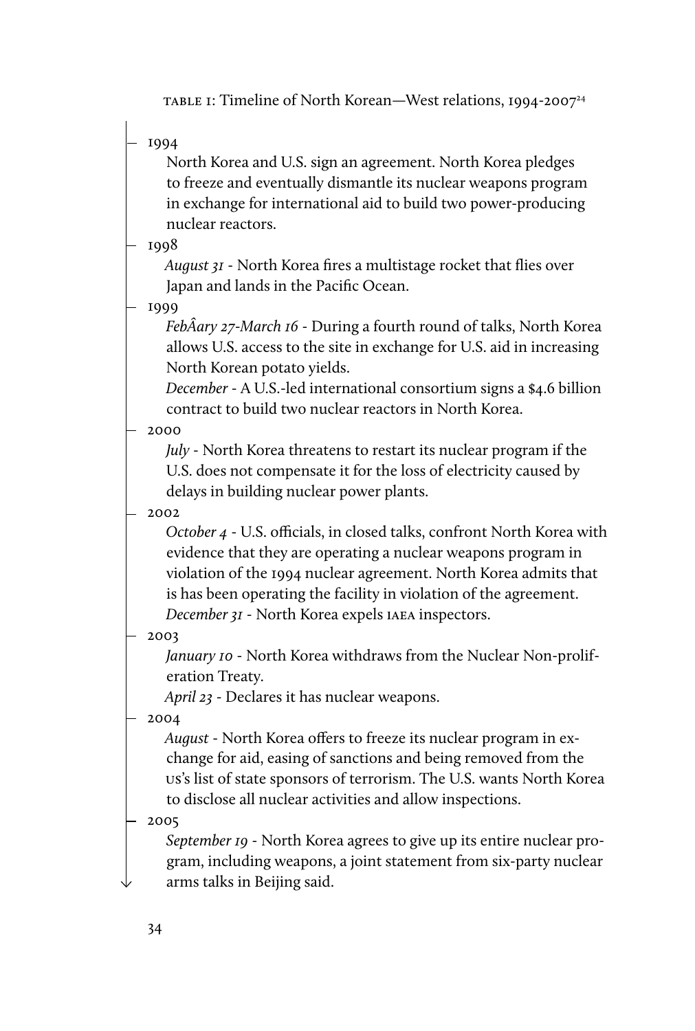TABLE 1: Timeline of North Korean—West relations, 1994-2007[24]

- 1994

  North Korea and U.S. sign an agreement. North Korea pledges to freeze and eventually dismantle its nuclear weapons program in exchange for international aid to build two power-producing nuclear reactors.

- 1998

  *August 31* - North Korea fires a multistage rocket that flies over Japan and lands in the Pacific Ocean.

- 1999

  *FebÂary 27-March 16* - During a fourth round of talks, North Korea allows U.S. access to the site in exchange for U.S. aid in increasing North Korean potato yields.

  *December* - A U.S.-led international consortium signs a $4.6 billion contract to build two nuclear reactors in North Korea.

- 2000

  *July* - North Korea threatens to restart its nuclear program if the U.S. does not compensate it for the loss of electricity caused by delays in building nuclear power plants.

- 2002

  *October 4* - U.S. officials, in closed talks, confront North Korea with evidence that they are operating a nuclear weapons program in violation of the 1994 nuclear agreement. North Korea admits that is has been operating the facility in violation of the agreement.

  *December 31* - North Korea expels IAEA inspectors.

- 2003

  *January 10* - North Korea withdraws from the Nuclear Non-proliferation Treaty.

  *April 23* - Declares it has nuclear weapons.

- 2004

  *August* - North Korea offers to freeze its nuclear program in exchange for aid, easing of sanctions and being removed from the US's list of state sponsors of terrorism. The U.S. wants North Korea to disclose all nuclear activities and allow inspections.

- 2005

  *September 19* - North Korea agrees to give up its entire nuclear program, including weapons, a joint statement from six-party nuclear arms talks in Beijing said.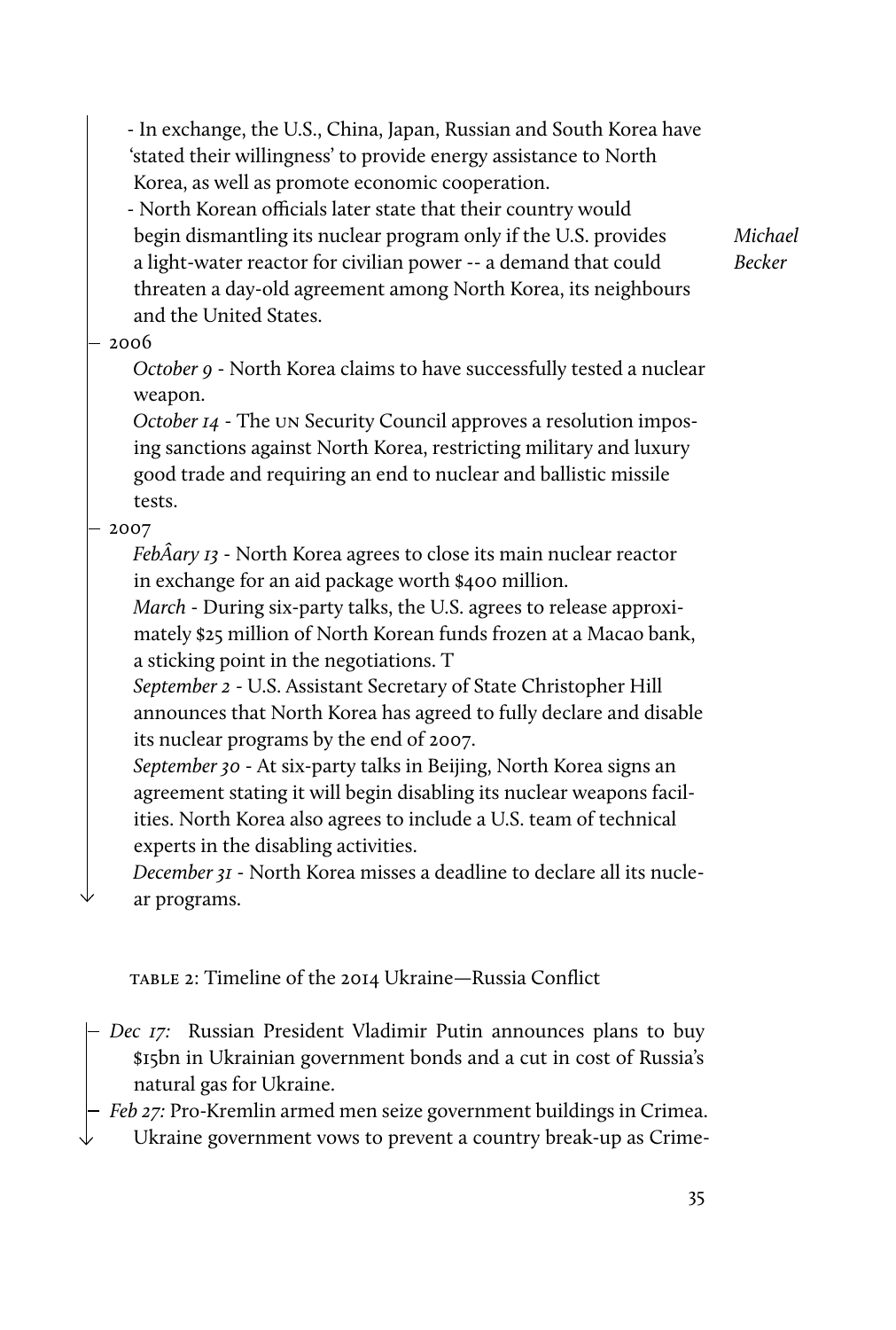- In exchange, the U.S., China, Japan, Russian and South Korea have 'stated their willingness' to provide energy assistance to North Korea, as well as promote economic cooperation.
- North Korean officials later state that their country would begin dismantling its nuclear program only if the U.S. provides a light-water reactor for civilian power -- a demand that could threaten a day-old agreement among North Korea, its neighbours and the United States.

2006

*October 9* - North Korea claims to have successfully tested a nuclear weapon.

*October 14* - The UN Security Council approves a resolution imposing sanctions against North Korea, restricting military and luxury good trade and requiring an end to nuclear and ballistic missile tests.

2007

*FebÂary 13* - North Korea agrees to close its main nuclear reactor in exchange for an aid package worth $400 million.

*March* - During six-party talks, the U.S. agrees to release approximately $25 million of North Korean funds frozen at a Macao bank, a sticking point in the negotiations. T

*September 2* - U.S. Assistant Secretary of State Christopher Hill announces that North Korea has agreed to fully declare and disable its nuclear programs by the end of 2007.

*September 30* - At six-party talks in Beijing, North Korea signs an agreement stating it will begin disabling its nuclear weapons facilities. North Korea also agrees to include a U.S. team of technical experts in the disabling activities.

*December 31* - North Korea misses a deadline to declare all its nuclear programs.

TABLE 2: Timeline of the 2014 Ukraine—Russia Conflict

*Dec 17:* Russian President Vladimir Putin announces plans to buy $15bn in Ukrainian government bonds and a cut in cost of Russia's natural gas for Ukraine.

*Feb 27:* Pro-Kremlin armed men seize government buildings in Crimea. Ukraine government vows to prevent a country break-up as Crime-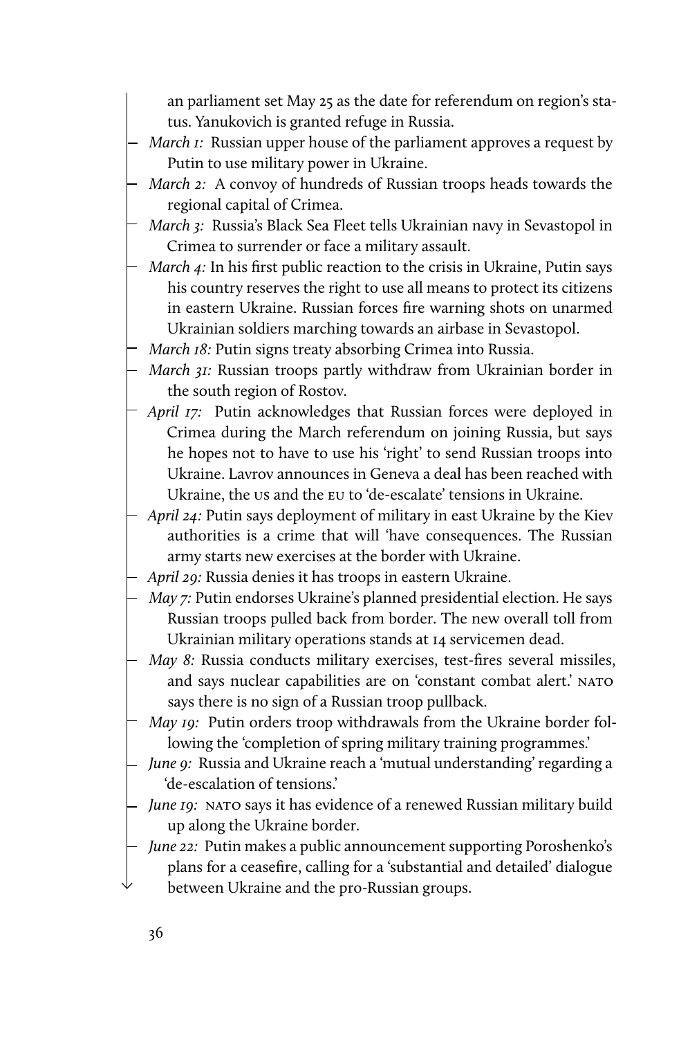an parliament set May 25 as the date for referendum on region's status. Yanukovich is granted refuge in Russia.

- *March 1:* Russian upper house of the parliament approves a request by Putin to use military power in Ukraine.
- *March 2:* A convoy of hundreds of Russian troops heads towards the regional capital of Crimea.
- *March 3:* Russia's Black Sea Fleet tells Ukrainian navy in Sevastopol in Crimea to surrender or face a military assault.
- *March 4:* In his first public reaction to the crisis in Ukraine, Putin says his country reserves the right to use all means to protect its citizens in eastern Ukraine. Russian forces fire warning shots on unarmed Ukrainian soldiers marching towards an airbase in Sevastopol.
- *March 18:* Putin signs treaty absorbing Crimea into Russia.
- *March 31:* Russian troops partly withdraw from Ukrainian border in the south region of Rostov.
- *April 17:* Putin acknowledges that Russian forces were deployed in Crimea during the March referendum on joining Russia, but says he hopes not to have to use his 'right' to send Russian troops into Ukraine. Lavrov announces in Geneva a deal has been reached with Ukraine, the US and the EU to 'de-escalate' tensions in Ukraine.
- *April 24:* Putin says deployment of military in east Ukraine by the Kiev authorities is a crime that will 'have consequences. The Russian army starts new exercises at the border with Ukraine.
- *April 29:* Russia denies it has troops in eastern Ukraine.
- *May 7:* Putin endorses Ukraine's planned presidential election. He says Russian troops pulled back from border. The new overall toll from Ukrainian military operations stands at 14 servicemen dead.
- *May 8:* Russia conducts military exercises, test-fires several missiles, and says nuclear capabilities are on 'constant combat alert.' NATO says there is no sign of a Russian troop pullback.
- *May 19:* Putin orders troop withdrawals from the Ukraine border following the 'completion of spring military training programmes.'
- *June 9:* Russia and Ukraine reach a 'mutual understanding' regarding a 'de-escalation of tensions.'
- *June 19:* NATO says it has evidence of a renewed Russian military build up along the Ukraine border.
- *June 22:* Putin makes a public announcement supporting Poroshenko's plans for a ceasefire, calling for a 'substantial and detailed' dialogue between Ukraine and the pro-Russian groups.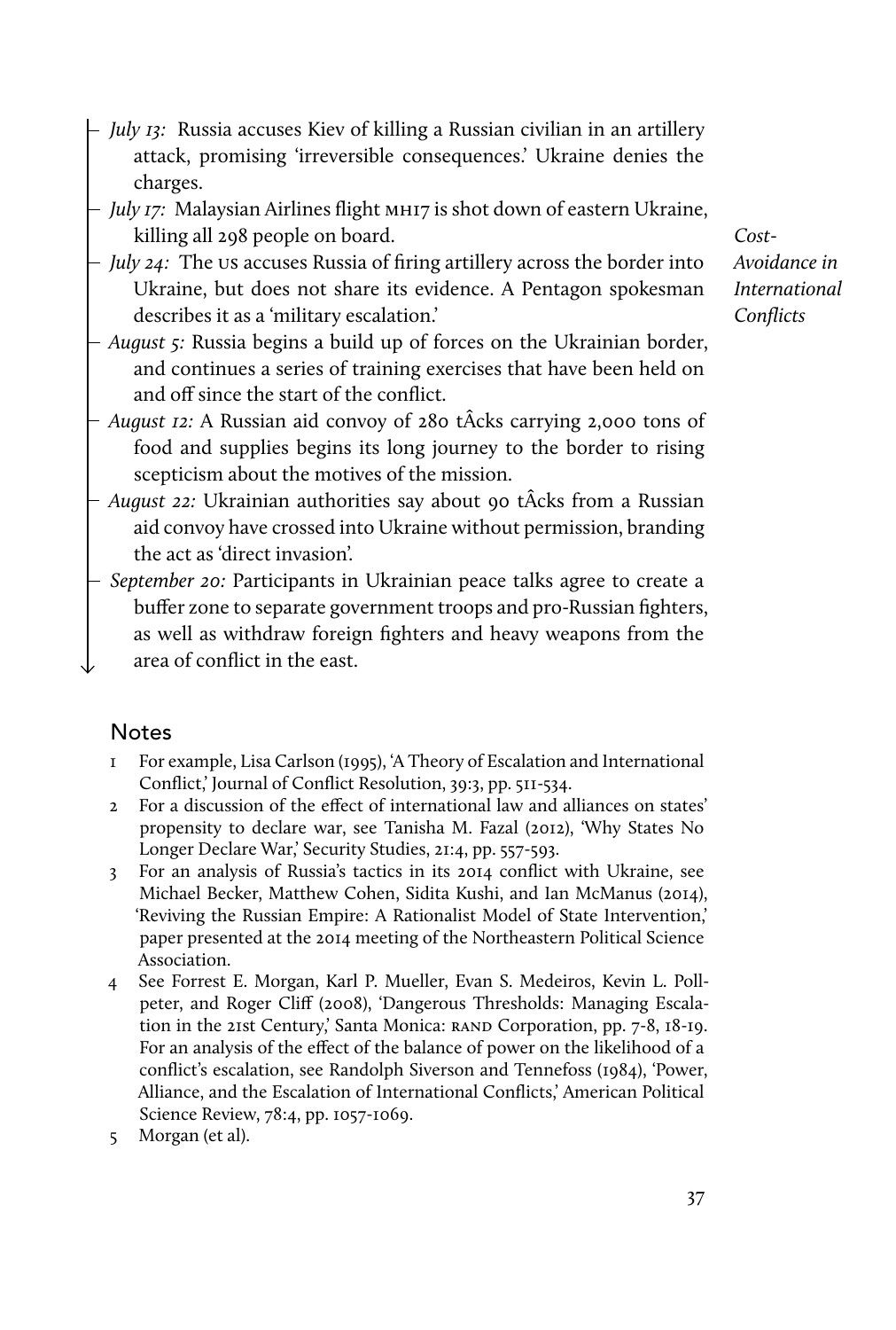- *July 13:* Russia accuses Kiev of killing a Russian civilian in an artillery attack, promising 'irreversible consequences.' Ukraine denies the charges.
- *July 17:* Malaysian Airlines flight MH17 is shot down of eastern Ukraine, killing all 298 people on board.
- *July 24:* The US accuses Russia of firing artillery across the border into Ukraine, but does not share its evidence. A Pentagon spokesman describes it as a 'military escalation.'
- *August 5:* Russia begins a build up of forces on the Ukrainian border, and continues a series of training exercises that have been held on and off since the start of the conflict.
- *August 12:* A Russian aid convoy of 280 tÂcks carrying 2,000 tons of food and supplies begins its long journey to the border to rising scepticism about the motives of the mission.
- *August 22:* Ukrainian authorities say about 90 tÂcks from a Russian aid convoy have crossed into Ukraine without permission, branding the act as 'direct invasion'.
- *September 20:* Participants in Ukrainian peace talks agree to create a buffer zone to separate government troops and pro-Russian fighters, as well as withdraw foreign fighters and heavy weapons from the area of conflict in the east.

## Notes

1. For example, Lisa Carlson (1995), 'A Theory of Escalation and International Conflict,' Journal of Conflict Resolution, 39:3, pp. 511-534.
2. For a discussion of the effect of international law and alliances on states' propensity to declare war, see Tanisha M. Fazal (2012), 'Why States No Longer Declare War,' Security Studies, 21:4, pp. 557-593.
3. For an analysis of Russia's tactics in its 2014 conflict with Ukraine, see Michael Becker, Matthew Cohen, Sidita Kushi, and Ian McManus (2014), 'Reviving the Russian Empire: A Rationalist Model of State Intervention,' paper presented at the 2014 meeting of the Northeastern Political Science Association.
4. See Forrest E. Morgan, Karl P. Mueller, Evan S. Medeiros, Kevin L. Pollpeter, and Roger Cliff (2008), 'Dangerous Thresholds: Managing Escalation in the 21st Century,' Santa Monica: RAND Corporation, pp. 7-8, 18-19. For an analysis of the effect of the balance of power on the likelihood of a conflict's escalation, see Randolph Siverson and Tennefoss (1984), 'Power, Alliance, and the Escalation of International Conflicts,' American Political Science Review, 78:4, pp. 1057-1069.
5. Morgan (et al).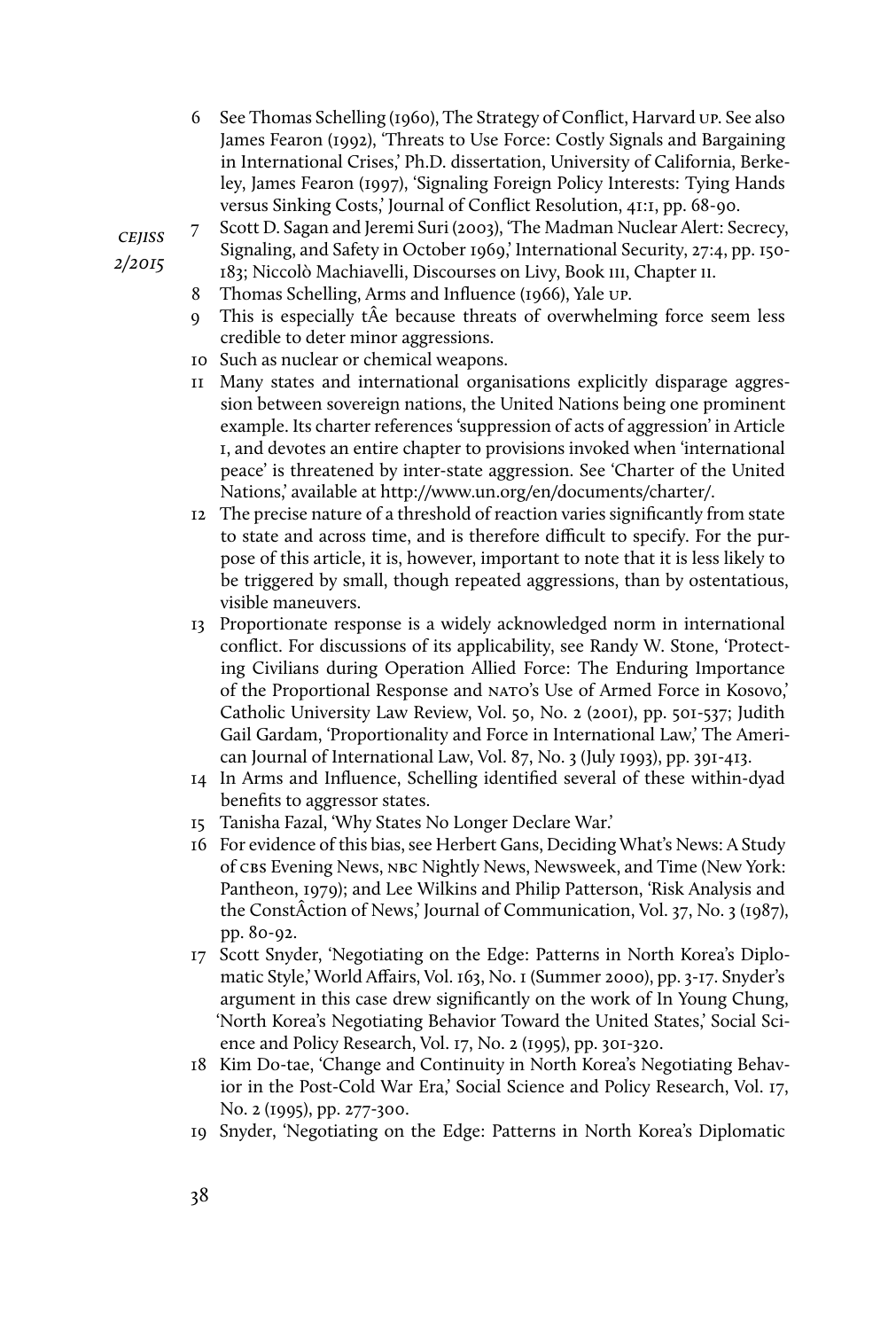6 See Thomas Schelling (1960), The Strategy of Conflict, Harvard UP. See also James Fearon (1992), 'Threats to Use Force: Costly Signals and Bargaining in International Crises,' Ph.D. dissertation, University of California, Berkeley, James Fearon (1997), 'Signaling Foreign Policy Interests: Tying Hands versus Sinking Costs,' Journal of Conflict Resolution, 41:1, pp. 68-90.

7 Scott D. Sagan and Jeremi Suri (2003), 'The Madman Nuclear Alert: Secrecy, Signaling, and Safety in October 1969,' International Security, 27:4, pp. 150-183; Niccolò Machiavelli, Discourses on Livy, Book III, Chapter II.

8 Thomas Schelling, Arms and Influence (1966), Yale UP.

9 This is especially tÂe because threats of overwhelming force seem less credible to deter minor aggressions.

10 Such as nuclear or chemical weapons.

11 Many states and international organisations explicitly disparage aggression between sovereign nations, the United Nations being one prominent example. Its charter references 'suppression of acts of aggression' in Article I, and devotes an entire chapter to provisions invoked when 'international peace' is threatened by inter-state aggression. See 'Charter of the United Nations,' available at http://www.un.org/en/documents/charter/.

12 The precise nature of a threshold of reaction varies significantly from state to state and across time, and is therefore difficult to specify. For the purpose of this article, it is, however, important to note that it is less likely to be triggered by small, though repeated aggressions, than by ostentatious, visible maneuvers.

13 Proportionate response is a widely acknowledged norm in international conflict. For discussions of its applicability, see Randy W. Stone, 'Protecting Civilians during Operation Allied Force: The Enduring Importance of the Proportional Response and NATO's Use of Armed Force in Kosovo,' Catholic University Law Review, Vol. 50, No. 2 (2001), pp. 501-537; Judith Gail Gardam, 'Proportionality and Force in International Law,' The American Journal of International Law, Vol. 87, No. 3 (July 1993), pp. 391-413.

14 In Arms and Influence, Schelling identified several of these within-dyad benefits to aggressor states.

15 Tanisha Fazal, 'Why States No Longer Declare War.'

16 For evidence of this bias, see Herbert Gans, Deciding What's News: A Study of CBS Evening News, NBC Nightly News, Newsweek, and Time (New York: Pantheon, 1979); and Lee Wilkins and Philip Patterson, 'Risk Analysis and the ConstÂction of News,' Journal of Communication, Vol. 37, No. 3 (1987), pp. 80-92.

17 Scott Snyder, 'Negotiating on the Edge: Patterns in North Korea's Diplomatic Style,' World Affairs, Vol. 163, No. 1 (Summer 2000), pp. 3-17. Snyder's argument in this case drew significantly on the work of In Young Chung, 'North Korea's Negotiating Behavior Toward the United States,' Social Science and Policy Research, Vol. 17, No. 2 (1995), pp. 301-320.

18 Kim Do-tae, 'Change and Continuity in North Korea's Negotiating Behavior in the Post-Cold War Era,' Social Science and Policy Research, Vol. 17, No. 2 (1995), pp. 277-300.

19 Snyder, 'Negotiating on the Edge: Patterns in North Korea's Diplomatic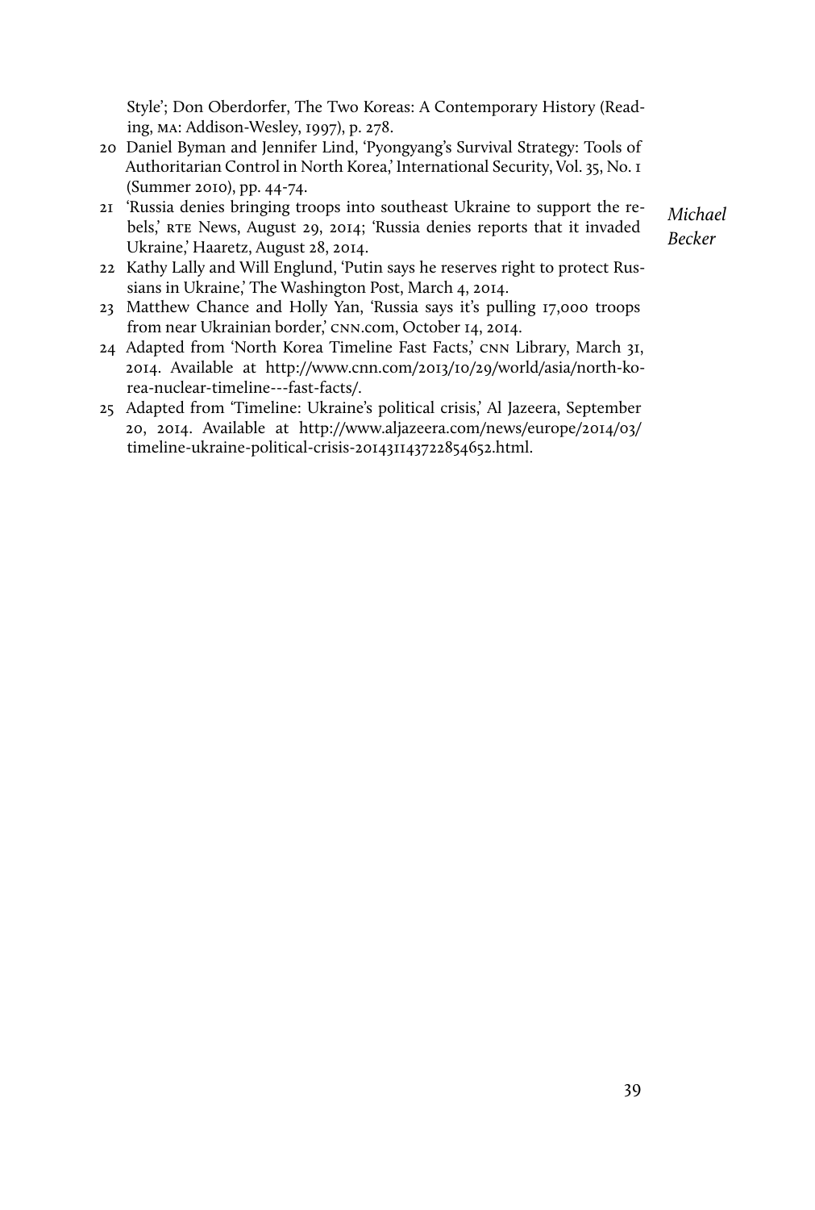Style'; Don Oberdorfer, The Two Koreas: A Contemporary History (Reading, MA: Addison-Wesley, 1997), p. 278.

20 Daniel Byman and Jennifer Lind, 'Pyongyang's Survival Strategy: Tools of Authoritarian Control in North Korea,' International Security, Vol. 35, No. 1 (Summer 2010), pp. 44-74.

21 'Russia denies bringing troops into southeast Ukraine to support the rebels,' RTE News, August 29, 2014; 'Russia denies reports that it invaded Ukraine,' Haaretz, August 28, 2014.

22 Kathy Lally and Will Englund, 'Putin says he reserves right to protect Russians in Ukraine,' The Washington Post, March 4, 2014.

23 Matthew Chance and Holly Yan, 'Russia says it's pulling 17,000 troops from near Ukrainian border,' CNN.com, October 14, 2014.

24 Adapted from 'North Korea Timeline Fast Facts,' CNN Library, March 31, 2014. Available at http://www.cnn.com/2013/10/29/world/asia/north-korea-nuclear-timeline---fast-facts/.

25 Adapted from 'Timeline: Ukraine's political crisis,' Al Jazeera, September 20, 2014. Available at http://www.aljazeera.com/news/europe/2014/03/timeline-ukraine-political-crisis-201431143722854652.html.